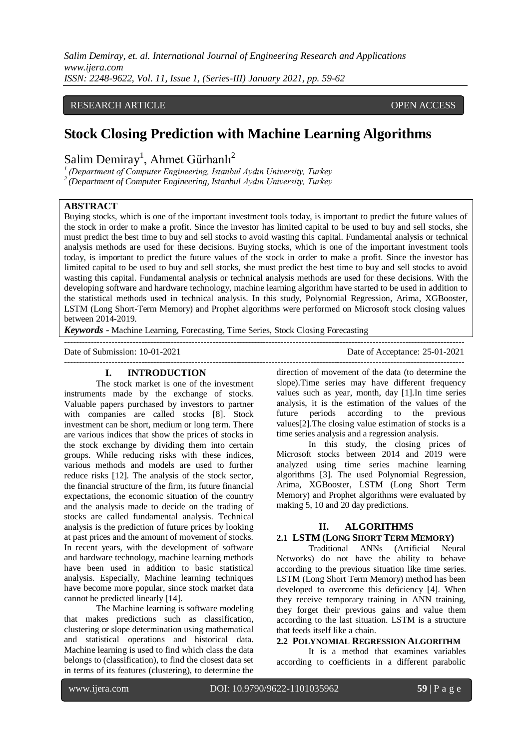RESEARCH ARTICLE OPEN ACCESS

# Stock Closing Prediction with Machine Learning Algorithms

Salim Demiray[1], Ahmet Gürhanlı[2]

[1] (Department of Computer Engineering, Istanbul Aydın University, Turkey
[2] (Department of Computer Engineering, Istanbul Aydın University, Turkey

## ABSTRACT

Buying stocks, which is one of the important investment tools today, is important to predict the future values of the stock in order to make a profit. Since the investor has limited capital to be used to buy and sell stocks, she must predict the best time to buy and sell stocks to avoid wasting this capital. Fundamental analysis or technical analysis methods are used for these decisions. Buying stocks, which is one of the important investment tools today, is important to predict the future values of the stock in order to make a profit. Since the investor has limited capital to be used to buy and sell stocks, she must predict the best time to buy and sell stocks to avoid wasting this capital. Fundamental analysis or technical analysis methods are used for these decisions. With the developing software and hardware technology, machine learning algorithm have started to be used in addition to the statistical methods used in technical analysis. In this study, Polynomial Regression, Arima, XGBooster, LSTM (Long Short-Term Memory) and Prophet algorithms were performed on Microsoft stock closing values between 2014-2019.

***Keywords -*** Machine Learning, Forecasting, Time Series, Stock Closing Forecasting

Date of Submission: 10-01-2021 Date of Acceptance: 25-01-2021

## I. INTRODUCTION

The stock market is one of the investment instruments made by the exchange of stocks. Valuable papers purchased by investors to partner with companies are called stocks [8]. Stock investment can be short, medium or long term. There are various indices that show the prices of stocks in the stock exchange by dividing them into certain groups. While reducing risks with these indices, various methods and models are used to further reduce risks [12]. The analysis of the stock sector, the financial structure of the firm, its future financial expectations, the economic situation of the country and the analysis made to decide on the trading of stocks are called fundamental analysis. Technical analysis is the prediction of future prices by looking at past prices and the amount of movement of stocks. In recent years, with the development of software and hardware technology, machine learning methods have been used in addition to basic statistical analysis. Especially, Machine learning techniques have become more popular, since stock market data cannot be predicted linearly [14].

The Machine learning is software modeling that makes predictions such as classification, clustering or slope determination using mathematical and statistical operations and historical data. Machine learning is used to find which class the data belongs to (classification), to find the closest data set in terms of its features (clustering), to determine the direction of movement of the data (to determine the slope).Time series may have different frequency values such as year, month, day [1].In time series analysis, it is the estimation of the values of the future periods according to the previous values[2].The closing value estimation of stocks is a time series analysis and a regression analysis.

In this study, the closing prices of Microsoft stocks between 2014 and 2019 were analyzed using time series machine learning algorithms [3]. The used Polynomial Regression, Arima, XGBooster, LSTM (Long Short Term Memory) and Prophet algorithms were evaluated by making 5, 10 and 20 day predictions.

## II. ALGORITHMS

### 2.1 LSTM (LONG SHORT TERM MEMORY)

Traditional ANNs (Artificial Neural Networks) do not have the ability to behave according to the previous situation like time series. LSTM (Long Short Term Memory) method has been developed to overcome this deficiency [4]. When they receive temporary training in ANN training, they forget their previous gains and value them according to the last situation. LSTM is a structure that feeds itself like a chain.

### 2.2 POLYNOMIAL REGRESSION ALGORITHM

It is a method that examines variables according to coefficients in a different parabolic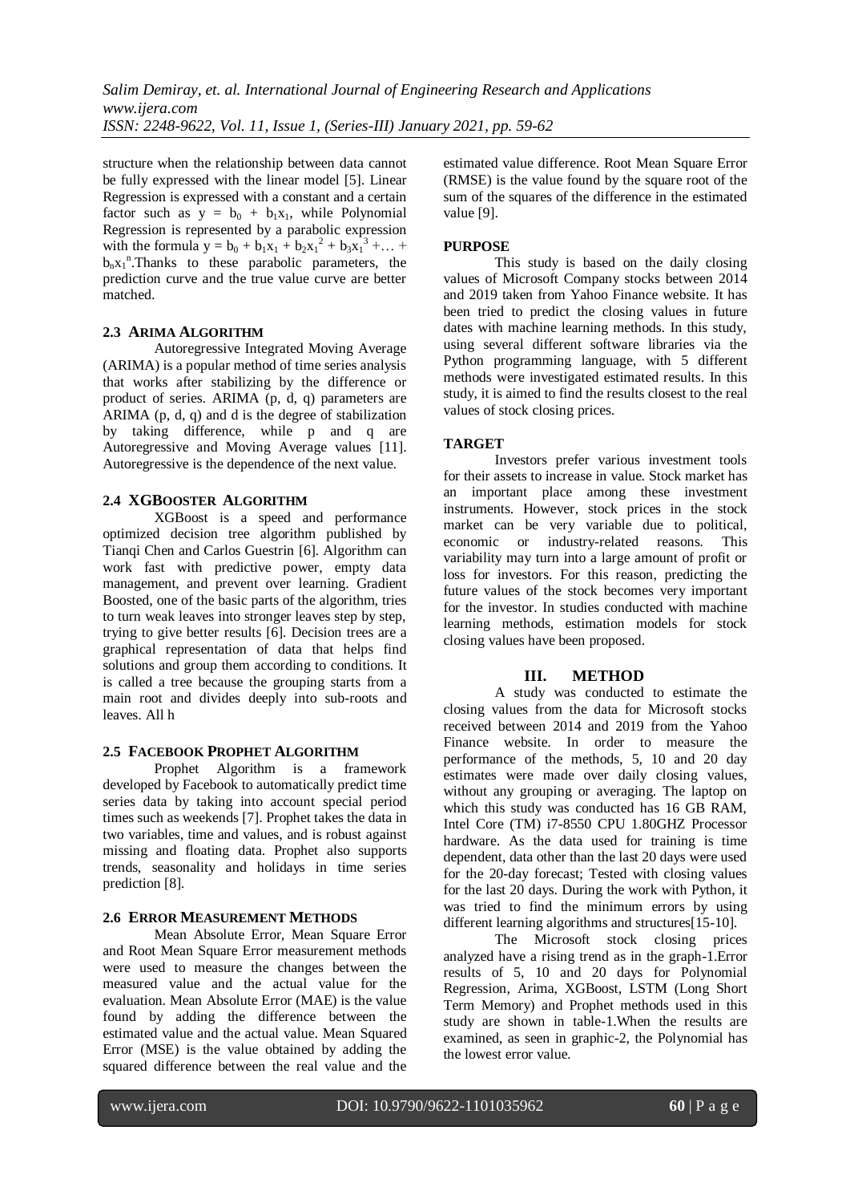structure when the relationship between data cannot be fully expressed with the linear model [5]. Linear Regression is expressed with a constant and a certain factor such as $y = b_0 + b_1x_1$, while Polynomial Regression is represented by a parabolic expression with the formula $y = b_0 + b_1x_1 + b_2x_1^2 + b_3x_1^3 + \ldots + b_nx_1^n$.Thanks to these parabolic parameters, the prediction curve and the true value curve are better matched.

### 2.3 ARIMA ALGORITHM

Autoregressive Integrated Moving Average (ARIMA) is a popular method of time series analysis that works after stabilizing by the difference or product of series. ARIMA (p, d, q) parameters are ARIMA (p, d, q) and d is the degree of stabilization by taking difference, while p and q are Autoregressive and Moving Average values [11]. Autoregressive is the dependence of the next value.

### 2.4 XGBOOSTER ALGORITHM

XGBoost is a speed and performance optimized decision tree algorithm published by Tianqi Chen and Carlos Guestrin [6]. Algorithm can work fast with predictive power, empty data management, and prevent over learning. Gradient Boosted, one of the basic parts of the algorithm, tries to turn weak leaves into stronger leaves step by step, trying to give better results [6]. Decision trees are a graphical representation of data that helps find solutions and group them according to conditions. It is called a tree because the grouping starts from a main root and divides deeply into sub-roots and leaves. All h

### 2.5 FACEBOOK PROPHET ALGORITHM

Prophet Algorithm is a framework developed by Facebook to automatically predict time series data by taking into account special period times such as weekends [7]. Prophet takes the data in two variables, time and values, and is robust against missing and floating data. Prophet also supports trends, seasonality and holidays in time series prediction [8].

### 2.6 ERROR MEASUREMENT METHODS

Mean Absolute Error, Mean Square Error and Root Mean Square Error measurement methods were used to measure the changes between the measured value and the actual value for the evaluation. Mean Absolute Error (MAE) is the value found by adding the difference between the estimated value and the actual value. Mean Squared Error (MSE) is the value obtained by adding the squared difference between the real value and the estimated value difference. Root Mean Square Error (RMSE) is the value found by the square root of the sum of the squares of the difference in the estimated value [9].

### PURPOSE

This study is based on the daily closing values of Microsoft Company stocks between 2014 and 2019 taken from Yahoo Finance website. It has been tried to predict the closing values in future dates with machine learning methods. In this study, using several different software libraries via the Python programming language, with 5 different methods were investigated estimated results. In this study, it is aimed to find the results closest to the real values of stock closing prices.

### TARGET

Investors prefer various investment tools for their assets to increase in value. Stock market has an important place among these investment instruments. However, stock prices in the stock market can be very variable due to political, economic or industry-related reasons. This variability may turn into a large amount of profit or loss for investors. For this reason, predicting the future values of the stock becomes very important for the investor. In studies conducted with machine learning methods, estimation models for stock closing values have been proposed.

## III. METHOD

A study was conducted to estimate the closing values from the data for Microsoft stocks received between 2014 and 2019 from the Yahoo Finance website. In order to measure the performance of the methods, 5, 10 and 20 day estimates were made over daily closing values, without any grouping or averaging. The laptop on which this study was conducted has 16 GB RAM, Intel Core (TM) i7-8550 CPU 1.80GHZ Processor hardware. As the data used for training is time dependent, data other than the last 20 days were used for the 20-day forecast; Tested with closing values for the last 20 days. During the work with Python, it was tried to find the minimum errors by using different learning algorithms and structures[15-10].

The Microsoft stock closing prices analyzed have a rising trend as in the graph-1.Error results of 5, 10 and 20 days for Polynomial Regression, Arima, XGBoost, LSTM (Long Short Term Memory) and Prophet methods used in this study are shown in table-1.When the results are examined, as seen in graphic-2, the Polynomial has the lowest error value.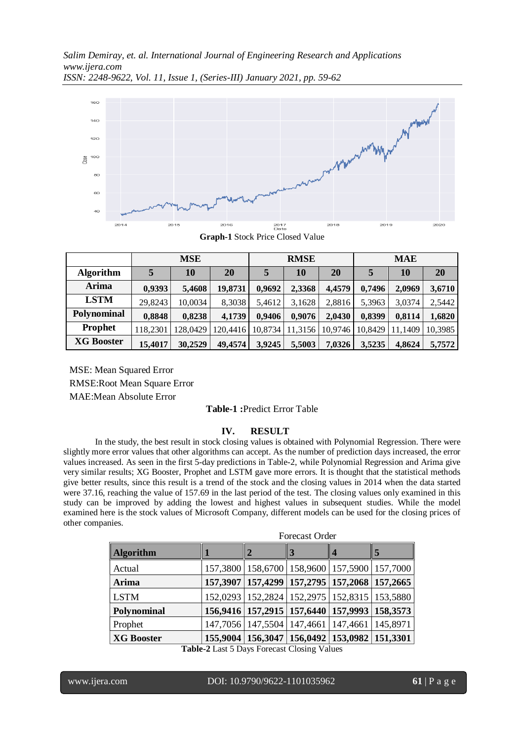**Graph-1** Stock Price Closed Value

| | MSE | | | RMSE | | | MAE | | |
|---|---|---|---|---|---|---|---|---|---|
| **Algorithm** | **5** | **10** | **20** | **5** | **10** | **20** | **5** | **10** | **20** |
| **Arima** | **0,9393** | **5,4608** | **19,8731** | **0,9692** | **2,3368** | **4,4579** | **0,7496** | **2,0969** | **3,6710** |
| **LSTM** | 29,8243 | 10,0034 | 8,3038 | 5,4612 | 3,1628 | 2,8816 | 5,3963 | 3,0374 | 2,5442 |
| **Polynominal** | **0,8848** | **0,8238** | **4,1739** | **0,9406** | **0,9076** | **2,0430** | **0,8399** | **0,8114** | **1,6820** |
| **Prophet** | 118,2301 | 128,0429 | 120,4416 | 10,8734 | 11,3156 | 10,9746 | 10,8429 | 11,1409 | 10,3985 |
| **XG Booster** | **15,4017** | **30,2529** | **49,4574** | **3,9245** | **5,5003** | **7,0326** | **3,5235** | **4,8624** | **5,7572** |

MSE: Mean Squared Error
RMSE:Root Mean Square Error
MAE:Mean Absolute Error

**Table-1 :**Predict Error Table

## IV. RESULT

In the study, the best result in stock closing values is obtained with Polynomial Regression. There were slightly more error values that other algorithms can accept. As the number of prediction days increased, the error values increased. As seen in the first 5-day predictions in Table-2, while Polynomial Regression and Arima give very similar results; XG Booster, Prophet and LSTM gave more errors. It is thought that the statistical methods give better results, since this result is a trend of the stock and the closing values in 2014 when the data started were 37.16, reaching the value of 157.69 in the last period of the test. The closing values only examined in this study can be improved by adding the lowest and highest values in subsequent studies. While the model examined here is the stock values of Microsoft Company, different models can be used for the closing prices of other companies.

| | Forecast Order | | | | |
|---|---|---|---|---|---|
| **Algorithm** | **1** | **2** | **3** | **4** | **5** |
| Actual | 157,3800 | 158,6700 | 158,9600 | 157,5900 | 157,7000 |
| **Arima** | **157,3907** | **157,4299** | **157,2795** | **157,2068** | **157,2665** |
| LSTM | 152,0293 | 152,2824 | 152,2975 | 152,8315 | 153,5880 |
| **Polynominal** | **156,9416** | **157,2915** | **157,6440** | **157,9993** | **158,3573** |
| Prophet | 147,7056 | 147,5504 | 147,4661 | 147,4661 | 145,8971 |
| **XG Booster** | **155,9004** | **156,3047** | **156,0492** | **153,0982** | **151,3301** |

**Table-2** Last 5 Days Forecast Closing Values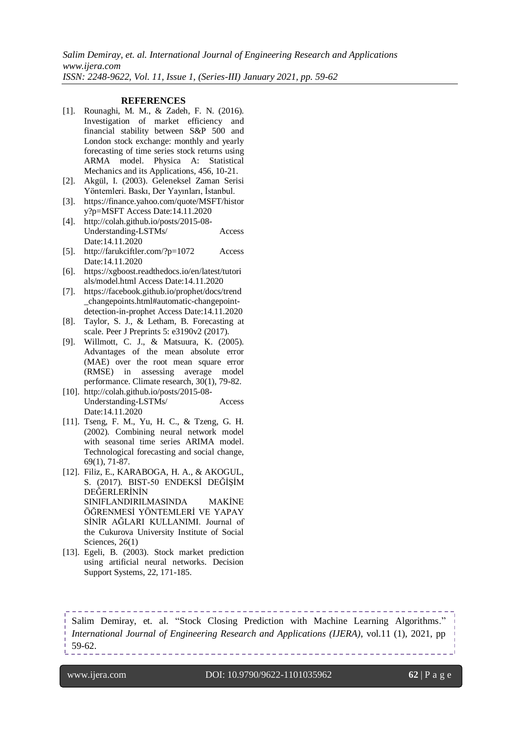## REFERENCES

[1]. Rounaghi, M. M., & Zadeh, F. N. (2016). Investigation of market efficiency and financial stability between S&P 500 and London stock exchange: monthly and yearly forecasting of time series stock returns using ARMA model. Physica A: Statistical Mechanics and its Applications, 456, 10-21.

[2]. Akgül, I. (2003). Geleneksel Zaman Serisi Yöntemleri. Baskı, Der Yayınları, İstanbul.

[3]. https://finance.yahoo.com/quote/MSFT/history?p=MSFT Access Date:14.11.2020

[4]. http://colah.github.io/posts/2015-08-Understanding-LSTMs/ Access Date:14.11.2020

[5]. http://farukciftler.com/?p=1072 Access Date:14.11.2020

[6]. https://xgboost.readthedocs.io/en/latest/tutorials/model.html Access Date:14.11.2020

[7]. https://facebook.github.io/prophet/docs/trend_changepoints.html#automatic-changepoint-detection-in-prophet Access Date:14.11.2020

[8]. Taylor, S. J., & Letham, B. Forecasting at scale. Peer J Preprints 5: e3190v2 (2017).

[9]. Willmott, C. J., & Matsuura, K. (2005). Advantages of the mean absolute error (MAE) over the root mean square error (RMSE) in assessing average model performance. Climate research, 30(1), 79-82.

[10]. http://colah.github.io/posts/2015-08-Understanding-LSTMs/ Access Date:14.11.2020

[11]. Tseng, F. M., Yu, H. C., & Tzeng, G. H. (2002). Combining neural network model with seasonal time series ARIMA model. Technological forecasting and social change, 69(1), 71-87.

[12]. Filiz, E., KARABOGA, H. A., & AKOGUL, S. (2017). BIST-50 ENDEKSİ DEĞİŞİM DEĞERLERİNİN SINIFLANDIRILMASINDA MAKİNE ÖĞRENMESİ YÖNTEMLERİ VE YAPAY SİNİR AĞLARI KULLANIMI. Journal of the Cukurova University Institute of Social Sciences, 26(1)

[13]. Egeli, B. (2003). Stock market prediction using artificial neural networks. Decision Support Systems, 22, 171-185.

Salim Demiray, et. al. "Stock Closing Prediction with Machine Learning Algorithms." *International Journal of Engineering Research and Applications (IJERA)*, vol.11 (1), 2021, pp 59-62.